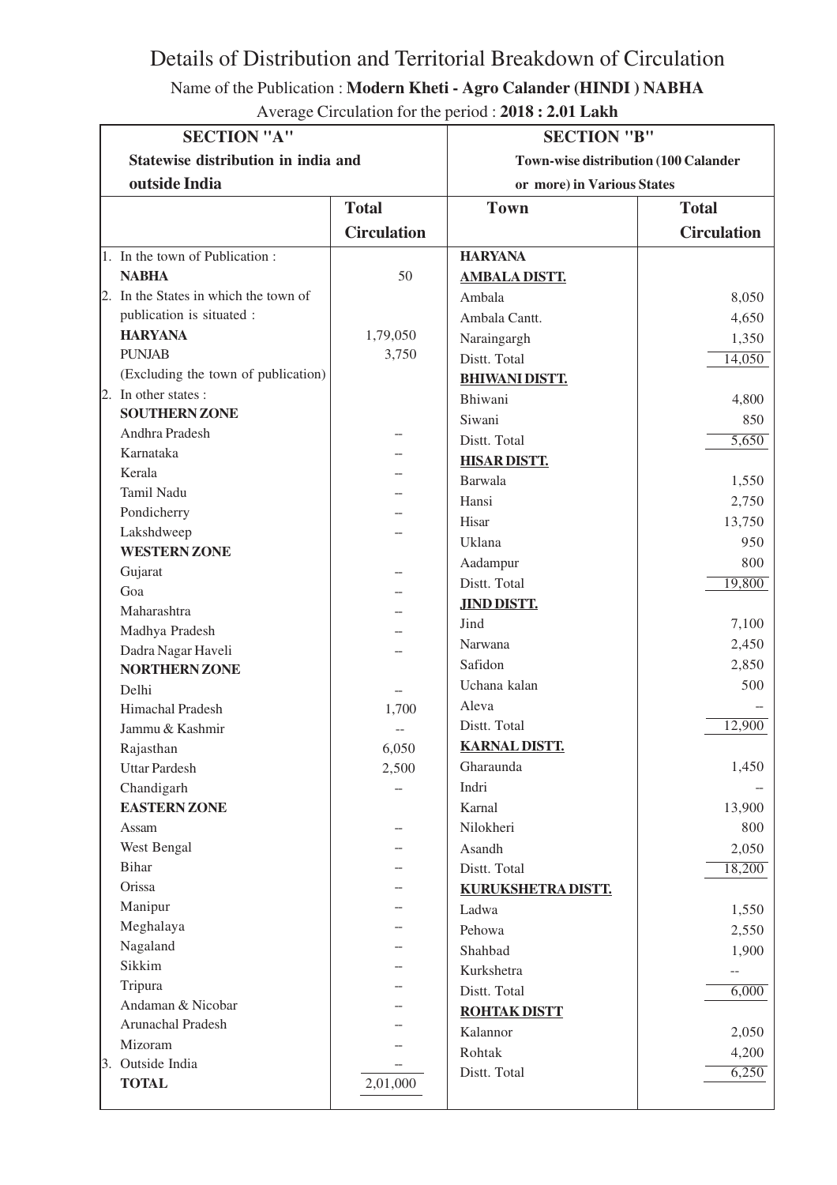# Details of Distribution and Territorial Breakdown of Circulation

Name of the Publication : **Modern Kheti - Agro Calander (HINDI ) NABHA**

Average Circulation for the period : **2018 : 2.01 Lakh**

| **SECTION "A"** **Statewise distribution in india and outside India** | | **SECTION "B"** **Town-wise distribution (100 Calander or more) in Various States** | |
|---|---|---|---|
| | **Total Circulation** | **Town** | **Total Circulation** |
| 1. In the town of Publication : | | **HARYANA** | |
| **NABHA** | 50 | **AMBALA DISTT.** | |
| 2. In the States in which the town of publication is situated : | | Ambala | 8,050 |
| **HARYANA** | 1,79,050 | Ambala Cantt. | 4,650 |
| **PUNJAB** | 3,750 | Naraingargh | 1,350 |
| (Excluding the town of publication) | | Distt. Total | 14,050 |
| 2. In other states : | | **BHIWANI DISTT.** | |
| **SOUTHERN ZONE** | | Bhiwani | 4,800 |
| Andhra Pradesh | – | Siwani | 850 |
| Karnataka | – | Distt. Total | 5,650 |
| Kerala | – | **HISAR DISTT.** | |
| Tamil Nadu | – | Barwala | 1,550 |
| Pondicherry | – | Hansi | 2,750 |
| Lakshdweep | – | Hisar | 13,750 |
| **WESTERN ZONE** | | Uklana | 950 |
| Gujarat | – | Aadampur | 800 |
| Goa | – | Distt. Total | 19,800 |
| Maharashtra | – | **JIND DISTT.** | |
| Madhya Pradesh | – | Jind | 7,100 |
| Dadra Nagar Haveli | – | Narwana | 2,450 |
| **NORTHERN ZONE** | | Safidon | 2,850 |
| Delhi | – | Uchana kalan | 500 |
| Himachal Pradesh | 1,700 | Aleva | – |
| Jammu & Kashmir | -- | Distt. Total | 12,900 |
| Rajasthan | 6,050 | **KARNAL DISTT.** | |
| Uttar Pardesh | 2,500 | Gharaunda | 1,450 |
| Chandigarh | – | Indri | – |
| **EASTERN ZONE** | | Karnal | 13,900 |
| Assam | – | Nilokheri | 800 |
| West Bengal | – | Asandh | 2,050 |
| Bihar | – | Distt. Total | 18,200 |
| Orissa | – | **KURUKSHETRA DISTT.** | |
| Manipur | – | Ladwa | 1,550 |
| Meghalaya | – | Pehowa | 2,550 |
| Nagaland | – | Shahbad | 1,900 |
| Sikkim | – | Kurkshetra | -- |
| Tripura | – | Distt. Total | 6,000 |
| Andaman & Nicobar | – | **ROHTAK DISTT** | |
| Arunachal Pradesh | – | Kalannor | 2,050 |
| Mizoram | – | Rohtak | 4,200 |
| 3. Outside India | – | Distt. Total | 6,250 |
| **TOTAL** | 2,01,000 | | |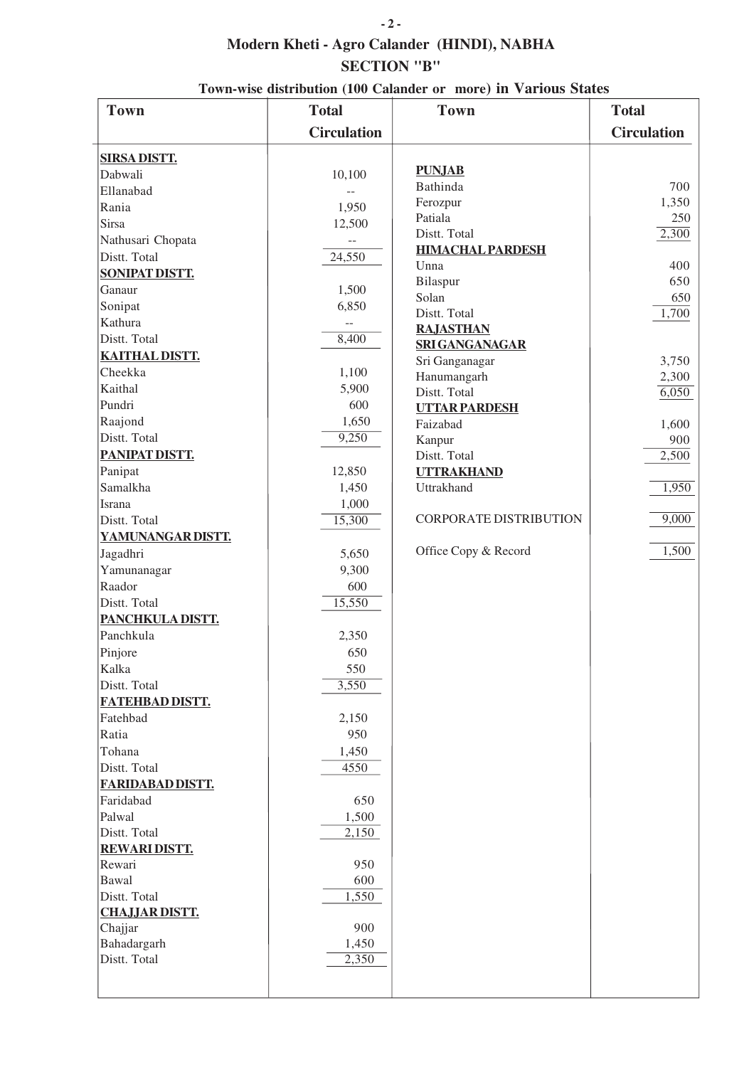# Modern Kheti - Agro Calander (HINDI), NABHA

## SECTION "B"

### Town-wise distribution (100 Calander or more) in Various States

| Town | Total Circulation | Town | Total Circulation |
|---|---|---|---|
| **SIRSA DISTT.** | | **PUNJAB** | |
| Dabwali | 10,100 | Bathinda | 700 |
| Ellanabad | -- | Ferozpur | 1,350 |
| Rania | 1,950 | Patiala | 250 |
| Sirsa | 12,500 | Distt. Total | 2,300 |
| Nathusari Chopata | -- | **HIMACHAL PARDESH** | |
| Distt. Total | 24,550 | Unna | 400 |
| **SONIPAT DISTT.** | | Bilaspur | 650 |
| Ganaur | 1,500 | Solan | 650 |
| Sonipat | 6,850 | Distt. Total | 1,700 |
| Kathura | -- | **RAJASTHAN** | |
| Distt. Total | 8,400 | **SRI GANGANAGAR** | |
| **KAITHAL DISTT.** | | Sri Ganganagar | 3,750 |
| Cheekka | 1,100 | Hanumangarh | 2,300 |
| Kaithal | 5,900 | Distt. Total | 6,050 |
| Pundri | 600 | **UTTAR PARDESH** | |
| Raajond | 1,650 | Faizabad | 1,600 |
| Distt. Total | 9,250 | Kanpur | 900 |
| **PANIPAT DISTT.** | | Distt. Total | 2,500 |
| Panipat | 12,850 | **UTTRAKHAND** | |
| Samalkha | 1,450 | Uttrakhand | 1,950 |
| Israna | 1,000 | | |
| Distt. Total | 15,300 | CORPORATE DISTRIBUTION | 9,000 |
| **YAMUNANGAR DISTT.** | | | |
| Jagadhri | 5,650 | Office Copy & Record | 1,500 |
| Yamunanagar | 9,300 | | |
| Raador | 600 | | |
| Distt. Total | 15,550 | | |
| **PANCHKULA DISTT.** | | | |
| Panchkula | 2,350 | | |
| Pinjore | 650 | | |
| Kalka | 550 | | |
| Distt. Total | 3,550 | | |
| **FATEHBAD DISTT.** | | | |
| Fatehbad | 2,150 | | |
| Ratia | 950 | | |
| Tohana | 1,450 | | |
| Distt. Total | 4550 | | |
| **FARIDABAD DISTT.** | | | |
| Faridabad | 650 | | |
| Palwal | 1,500 | | |
| Distt. Total | 2,150 | | |
| **REWARI DISTT.** | | | |
| Rewari | 950 | | |
| Bawal | 600 | | |
| Distt. Total | 1,550 | | |
| **CHAJJAR DISTT.** | | | |
| Chajjar | 900 | | |
| Bahadargarh | 1,450 | | |
| Distt. Total | 2,350 | | |